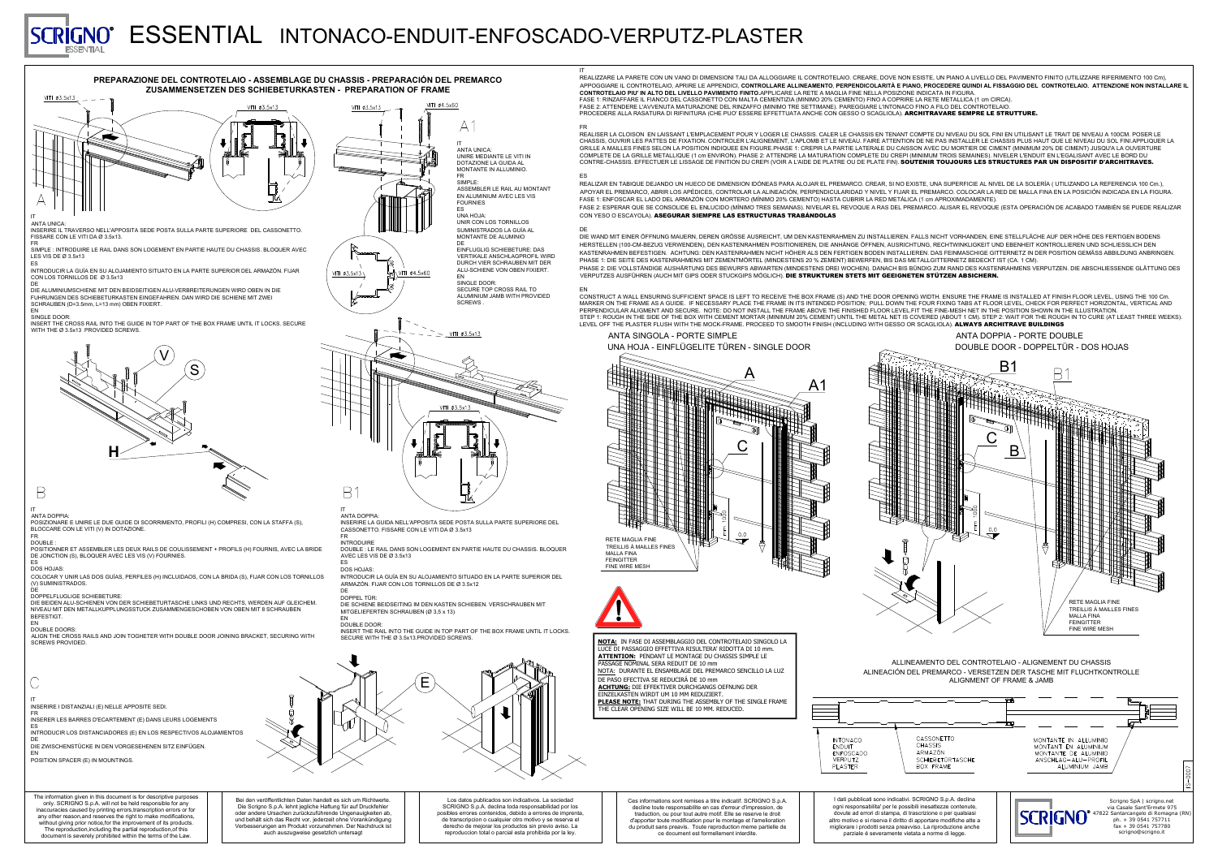# SCRIGNO ESSENTIAL INTONACO-ENDUIT-ENFOSCADO-VERPUTZ-PLASTER

## PREPARAZIONE DEL CONTROTELAIO - ASSEMBLAGE DU CHASSIS - PREPARACIÓN DEL PREMARCO ZUSAMMENSETZEN DES SCHIEBETURKASTEN - PREPARATION OF FRAME

VITI Ø3.5x13

VITI Ø3.5x13

VITI Ø3.5x13

VITI Ø4.5x60

### A

IT
ANTA UNICA:
INSERIRE IL TRAVERSO NELL'APPOSITA SEDE POSTA SULLA PARTE SUPERIORE DEL CASSONETTO. FISSARE CON LE VITI DA Ø 3.5x13.

FR
SIMPLE : INTRODUIRE LE RAIL DANS SON LOGEMENT EN PARTIE HAUTE DU CHASSIS. BLOQUER AVEC LES VIS DE Ø 3.5x13

ES
INTRODUCIR LA GUÍA EN SU ALOJAMIENTO SITUADO EN LA PARTE SUPERIOR DEL ARMAZÓN. FIJAR CON LOS TORNILLOS DE Ø 3.5x13

DE
DIE ALUMINIUMSCHIENE MIT DEN BEIDSEITIGEN ALU-VERBREITERUNGEN WIRD OBEN IN DIE FUHRUNGEN DES SCHIEBETURKASTEN EINGEFAHREN. DAN WIRD DIE SCHIENE MIT ZWEI SCHRAUBEN (D=3.5mm, L=13 mm) OBEN FIXIERT.

EN
SINGLE DOOR:
INSERT THE TRACK RAIL INTO THE GUIDE IN TOP PART OF THE BOX FRAME UNTIL IT LOCKS. SECURE WITH THE Ø 3.5x13 PROVIDED SCREWS.

### A1

IT
ANTA UNICA:
UNIRE MEDIANTE LE VITI IN DOTAZIONE LA GUIDA AL MONTANTE IN ALLUMINIO.

FR
SIMPLE:
ASSEMBLER LE RAIL AU MONTANT EN ALUMINIUM AVEC LES VIS FOURNIES

ES
UNA HOJA:
UNIR CON LOS TORNILLOS SUMINISTRADOS LA GUÍA AL MONTANTE DE ALUMINIO

DE
EINFLUGLIG SCHIEBETURE: DAS VERTIKALE ANSCHLAGPROFIL WIRD DURCH VIER SCHRAUBEN MIT DER ALU-SCHIENE VON OBEN FIXIERT.

EN
SINGLE DOOR:
SECURE TOP CROSS RAIL TO ALUMINIUM JAMB WITH PROVIDED SCREWS .

V S H

VITI Ø3.5x13

VITI Ø4.5x60

VITI Ø3.5x13

VITI Ø3.5x13

### B

IT
ANTA DOPPIA:
POSIZIONARE E UNIRE LE DUE GUIDE DI SCORRIMENTO, PROFILI (H) COMPRESI, CON LA STAFFA (S), BLOCCARE CON LE VITI (V) IN DOTAZIONE.

FR
DOUBLE :
POSITIONNER ET ASSEMBLER LES DEUX RAILS DE COULISSEMENT + PROFILS (H) FOURNIS, AVEC LA BRIDE DE JONCTION (S), BLOQUER AVEC LES VIS (V) FOURNIES.

ES
DOS HOJAS:
COLOCAR Y UNIR LAS DOS GUÍAS, PERFILES (H) INCLUIDAOS, CON LA BRIDA (S), FIJAR CON LOS TORNILLOS (V) SUMINISTRADOS.

DE
DOPPELFLUGLIGE SCHIEBETURE:
DIE BEIDEN ALU-SCHIENEN VON DER SCHIEBETURTASCHE LINKS UND RECHTS, WERDEN AUF GLEICHEM. NIVEAU MIT DEN METALLKUPPLUNGSSTUCK ZUSAMMENGESCHOBEN VON OBEN MIT 8 SCHRAUBEN BEFESTIGT.

EN
DOUBLE DOORS:
ALIGN THE CROSS RAILS AND JOIN TOGHETER WITH DOUBLE DOOR JOINING BRACKET, SECURING WITH SCREWS PROVIDED.

### B1

IT
ANTA DOPPIA:
INSERIRE LA GUIDA NELL'APPOSITA SEDE POSTA SULLA PARTE SUPERIORE DEL CASSONETTO. FISSARE CON LE VITI DA Ø 3.5x13

FR
INTRODUIRE
DOUBLE : LE RAIL DANS SON LOGEMENT EN PARTIE HAUTE DU CHASSIS. BLOQUER AVEC LES VIS DE Ø 3.5x13

ES
DOS HOJAS:
INTRODUCIR LA GUÍA EN SU ALOJAMIENTO SITUADO EN LA PARTE SUPERIOR DEL ARMAZÓN. FIJAR CON LOS TORNILLOS DE Ø 3.5x12

DE
DOPPEL TÜR:
DIE SCHIENE BEIDSEITING IM DEN KASTEN SCHIEBEN. VERSCHRAUBEN MIT MITGELIEFERTEN SCHRAUBEN (Ø 3,5 x 13)

EN
DOUBLE DOOR:
INSERT THE RAIL INTO THE GUIDE IN TOP PART OF THE BOX FRAME UNTIL IT LOCKS. SECURE WITH THE Ø 3.5x13.PROVIDED SCREWS.

### C

IT
INSERIRE I DISTANZIALI (E) NELLE APPOSITE SEDI.

FR
INSERER LES BARRES D'ECARTEMENT (E) DANS LEURS LOGEMENTS

ES
INTRODUCIR LOS DISTANCIADORES (E) EN LOS RESPECTIVOS ALOJAMIENTOS

DE
DIE ZWISCHENSTÜCKE IN DEN VORGESEHENEN SITZ EINFÜGEN.

EN
POSITION SPACER (E) IN MOUNTINGS.

E

---

IT
REALIZZARE LA PARETE CON UN VANO DI DIMENSIONI TALI DA ALLOGGIARE IL CONTROTELAIO. CREARE, DOVE NON ESISTE, UN PIANO A LIVELLO DEL PAVIMENTO FINITO (UTILIZZARE RIFERIMENTO 100 Cm), APPOGGIARE IL CONTROTELAIO, APRIRE LE APPENDICI, **CONTROLLARE ALLINEAMENTO, PERPENDICOLARITÀ E PIANO, PROCEDERE QUINDI AL FISSAGGIO DEL CONTROTELAIO. ATTENZIONE NON INSTALLARE IL CONTROTELAIO PIU' IN ALTO DEL LIVELLO PAVIMENTO FINITO.** APPLICARE LA RETE A MAGLIA FINE NELLA POSIZIONE INDICATA IN FIGURA.
FASE 1: RINZAFFARE IL FIANCO DEL CASSONETTO CON MALTA CEMENTIZIA (MINIMO 20% CEMENTO) FINO A COPRIRE LA RETE METALLICA (1 cm CIRCA).
FASE 2: ATTENDERE L'AVVENUTA MATURAZIONE DEL RINZAFFO (MINIMO TRE SETTIMANE). PAREGGIARE L'INTONACO FINO A FILO DEL CONTROTELAIO.
PROCEDERE ALLA RASATURA DI RIFINITURA (CHE PUO' ESSERE EFFETTUATA ANCHE CON GESSO O SCAGLIOLA). **ARCHITRAVARE SEMPRE LE STRUTTURE.**

FR
REALISER LA CLOISON EN LAISSANT L'EMPLACEMENT POUR Y LOGER LE CHASSIS. CALER LE CHASSIS EN TENANT COMPTE DU NIVEAU DU SOL FINI EN UTILISANT LE TRAIT DE NIVEAU A 100CM. POSER LE CHASSIS, OUVRIR LES PATTES DE FIXATION. CONTROLER L'ALIGNEMENT, L'APLOMB ET LE NIVEAU. FAIRE ATTENTION DE NE PAS INSTALLER LE CHASSIS PLUS HAUT QUE LE NIVEAU DU SOL FINI.APPLIQUER LA GRILLE A MAILLES FINES SELON LA POSITION INDIQUEE EN FIGURE.PHASE 1: CREPIR LA PARTIE LATERALE DU CAISSON AVEC DU MORTIER DE CIMENT (MINIMUM 20% DE CIMENT) JUSQU'A LA OUVERTURE COMPLETE DE LA GRILLE METALLIQUE (1 cm ENVIRON). PHASE 2: ATTENDRE LA MATURATION COMPLETE DU CREPI (MINIMUM TROIS SEMAINES). NIVELER L'ENDUIT EN L'EGALISANT AVEC LE BORD DU CONTRE-CHASSIS. EFFECTUER LE LISSAGE DE FINITION DU CREPI (VOIR A L'AIDE DE PLATRE OU DE PLATE FIN). **SOUTENIR TOUJOURS LES STRUCTURES PAR UN DISPOSITIF D'ARCHITRAVES.**

ES
REALIZAR EN TABIQUE DEJANDO UN HUECO DE DIMENSION IDÓNEAS PARA ALOJAR EL PREMARCO. CREAR, SI NO EXISTE, UNA SUPERFICIE AL NIVEL DE LA SOLERÍA ( UTILIZANDO LA REFERENCIA 100 Cm.), APOYAR EL PREMARCO, ABRIR LOS APÉDICES, CONTROLAR LA ALINEACIÓN, PERPENDICULARIDAD Y NIVEL Y FIJAR EL PREMARCO. COLOCAR LA RED DE MALLA FINA EN LA POSICIÓN INDICADA EN LA FIGURA.
FASE 1: ENFOSCAR EL LADO DEL ARMAZÓN CON MORTERO (MÍNIMO 20% CEMENTO) HASTA CUBRIR LA RED METÁLICA (1 cm APROXIMADAMENTE).
FASE 2: ESPERAR QUE SE CONSOLIDE EL ENLUCIDO (MÍNIMO TRES SEMANAS). NIVELAR EL REVOQUE A RAS DEL PREMARCO. ALISAR EL REVOQUE (ESTA OPERACIÓN DE ACABADO TAMBIÉN SE PUEDE REALIZAR CON YESO O ESCAYOLA). **ASEGURAR SIEMPRE LAS ESTRUCTURAS TRABÁNDOLAS**

DE
DIE WAND MIT EINER ÖFFNUNG MAUERN, DEREN GRÖSSE AUSREICHT, UM DEN KASTENRAHMEN ZU INSTALLIEREN. FALLS NICHT VORHANDEN, EINE STELLFLÄCHE AUF DER HÖHE DES FERTIGEN BODENS HERSTELLEN (100-CM-BEZUG VERWENDEN), DEN KASTENRAHMEN POSITIONIEREN, DIE ANHÄNGE ÖFFNEN, AUSRICHTUNG, RECHTWINKLIGKEIT UND EBENHEIT KONTROLLIEREN UND SCHLIESSLICH DEN KASTENRAHMEN BEFESTIGEN. ACHTUNG: DEN KASTENRAHMEN NICHT HÖHER ALS DEN FERTIGEN BODEN INSTALLIEREN. DAS FEINMASCHIGE GITTERNETZ IN DER POSITION GEMÄSS ABBILDUNG ANBRINGEN.
PHASE 1: DIE SEITE DES KASTENRAHMENS MIT ZEMENTMÖRTEL (MINDESTENS 20 % ZEMENT) BEWERFEN, BIS DAS METALLGITTERNETZ BEDECKT IST (CA. 1 CM).
PHASE 2: DIE VOLLSTÄNDIGE AUSHÄRTUNG DES BEWURFS ABWARTEN (MINDESTENS DREI WOCHEN). DANACH BIS BÜNDIG ZUM RAND DES KASTENRAHMENS VERPUTZEN. DIE ABSCHLIESSENDE GLÄTTUNG DES VERPUTZES AUSFÜHREN (AUCH MIT GIPS ODER STUCKGIPS MÖGLICH). **DIE STRUKTUREN STETS MIT GEEIGNETEN STÜTZEN ABSICHERN.**

EN
CONSTRUCT A WALL ENSURING SUFFICIENT SPACE IS LEFT TO RECEIVE THE BOX FRAME (S) AND THE DOOR OPENING WIDTH. ENSURE THE FRAME IS INSTALLED AT FINISH FLOOR LEVEL, USING THE 100 Cm. MARKER ON THE FRAME AS A GUIDE. IF NECESSARY PLACE THE FRAME IN ITS INTENDED POSITION. PULL DOWN THE FOUR FIXING TABS AT FLOOR LEVEL, CHECK FOR PERFECT HORIZONTAL, VERTICAL AND PERPENDICULAR ALIGMENT AND SECURE. NOTE: DO NOT INSTALL THE FRAME ABOVE THE FINISHED FLOOR LEVEL.FIT THE FINE-MESH NET IN THE POSITION SHOWN IN THE ILLUSTRATION.
STEP 1: ROUGH IN THE SIDE OF THE BOX WITH CEMENT MORTAR (MINIMUM 20% CEMENT) UNTIL THE METAL NET IS COVERED (ABOUT 1 CM). STEP 2: WAIT FOR THE ROUGH IN TO CURE (AT LEAST THREE WEEKS). LEVEL OFF THE PLASTER FLUSH WITH THE MOCK-FRAME. PROCEED TO SMOOTH FINISH (INCLUDING WITH GESSO OR SCAGLIOLA). **ALWAYS ARCHITRAVE BUILDINGS**

### ANTA SINGOLA - PORTE SIMPLE
### UNA HOJA - EINFLÜGELITE TÜREN - SINGLE DOOR

A A1 C

RETE MAGLIA FINE
TREILLIS À MAILLES FINES
MALLA FINA
FEINGITTER
FINE WIRE MESH

### ANTA DOPPIA - PORTE DOUBLE
### DOUBLE DOOR - DOPPELTÜR - DOS HOJAS

B1 B1 C B

RETE MAGLIA FINE
TREILLIS À MAILLES FINES
MALLA FINA
FEINGITTER
FINE WIRE MESH

**NOTA:** IN FASE DI ASSEMBLAGGIO DEL CONTROTELAIO SINGOLO LA LUCE DI PASSAGGIO EFFETTIVA RISULTERA' RIDOTTA DI 10 mm.
**ATTENTION:** PENDANT LE MONTAGE DU CHASSIS SIMPLE LE PASSAGE NOMINAL SERA REDUIT DE 10 mm
NOTA: DURANTE EL ENSAMBLAGE DEL PREMARCO SENCILLO LA LUZ DE PASO EFECTIVA SE REDUCIRÁ DE 10 mm
**ACHTUNG:** DIE EFFEKTIVER DURCHGANGS OEFNUNG DER EINZELKASTEN WIRDT UM 10 MM REDUZIERT.
**PLEASE NOTE:** THAT DURING THE ASSEMBLY OF THE SINGLE FRAME THE CLEAR OPENING SIZE WILL BE 10 MM. REDUCED.

### ALLINEAMENTO DEL CONTROTELAIO - ALIGNEMENT DU CHASSIS
### ALINEACIÓN DEL PREMARCO - VERSETZEN DER TASCHE MIT FLUCHTKONTROLLE
### ALIGNMENT OF FRAME & JAMB

INTONACO
ENDUIT
ENFOSCADO
VERPUTZ
PLASTER

CASSONETTO
CHASSIS
ARMAZÓN
SCHIEBETÜRTASCHE
BOX FRAME

MONTANTE IN ALLUMINIO
MONTANT EN ALUMINIUM
MONTANTE DE ALUMINIO
ANSCHLAG-ALU-PROFIL
ALUMINIUM JAMB

---

The information given in this document is for descriptive purposes only. SCRIGNO S.p.A. will not be held responsible for any inaccuracies caused by printing errors,transcription errors or for any other reason,and reserves the right to make modifications, without giving prior notice,for the improvement of its products. The reproduction,including the partial reproduction,of this document is severely prohibited within the terms of the Law.

Bei den veröffentlichten Daten handelt es sich um Richtwerte. Die Scrigno S.p.A. lehnt jegliche Haftung für auf Druckfehler oder andere Ursachen zurückzuführende Ungenauigkeiten ab, und behält sich das Recht vor, jederzeit ohne Vorankündigung Verbesserungen am Produkt vorzunehmen. Der Nachdruck ist auch auszugweise gesetzlich untersagt

Los datos publicados son indicativos. La sociedad SCRIGNO S.p.A. declina toda responsabilidad por los posibles errores contenidos, debido a errores de imprenta, de transcripción o cualquier otro motivo y se reserva el derecho de mejorar los productos sin previo aviso. La reproduccion total o parcial esta prohibida por la ley.

Ces informations sont remises a titre indicatif. SCRIGNO S.p.A. decline toute responsabilite en cas d'erreur d'impression, de traduction, ou pour tout autre motif. Elle se reserve le droit d'apporter toute modification pour le montage et l'amelioration du produit sans preavis. Toute reproduction meme partielle de ce document est formellement interdite.

I dati pubblicati sono indicativi. SCRIGNO S.p.A. declina ogni responsabilita' per le possibili inesattezze contenute, dovute ad errori di stampa, di trascrizione o per qualsiasi altro motivo e si riserva il diritto di apportare modifiche atte a migliorare i prodotti senza preavviso. La riproduzione anche parziale è severamente vietata a norme di legge.

Scrigno SpA | scrigno.net
via Casale Sant'Ermete 975
47822 Santarcangelo di Romagna (RN)
ph. + 39 0541 757711
fax + 39 0541 757780
scrigno@scrigno.it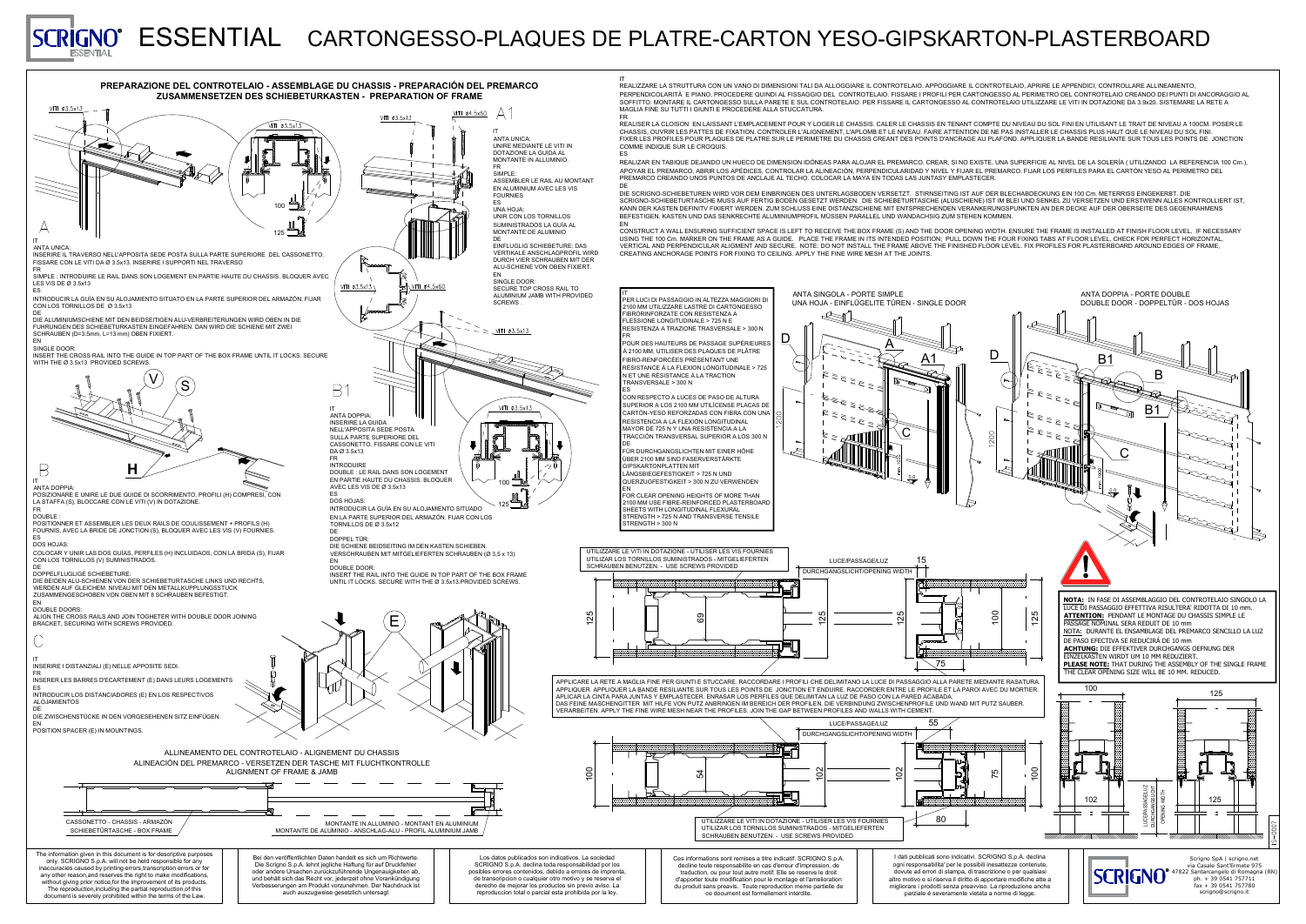# SCRIGNO ESSENTIAL CARTONGESSO-PLAQUES DE PLATRE-CARTON YESO-GIPSKARTON-PLASTERBOARD

## PREPARAZIONE DEL CONTROTELAIO - ASSEMBLAGE DU CHASSIS - PREPARACIÓN DEL PREMARCO ZUSAMMENSETZEN DES SCHIEBETURKASTEN - PREPARATION OF FRAME

### A

IT
ANTA UNICA:
INSERIRE IL TRAVERSO NELL'APPOSITA SEDE POSTA SULLA PARTE SUPERIORE DEL CASSONETTO. FISSARE CON LE VITI DA Ø 3.5x13. INSERIRE I SUPPORTI NEL TRAVERSO

FR
SIMPLE : INTRODUIRE LE RAIL DANS SON LOGEMENT EN PARTIE HAUTE DU CHASSIS. BLOQUER AVEC LES VIS DE Ø 3.5x13

ES
INTRODUCIR LA GUÍA EN SU ALOJAMIENTO SITUADO EN LA PARTE SUPERIOR DEL ARMAZÓN. FIJAR CON LOS TORNILLOS DE Ø 3.5x13

DE
DIE ALUMINIUMSCHIENE MIT DEN BEIDSEITIGEN ALU-VERBREITERUNGEN WIRD OBEN IN DIE FUHRUNGEN DES SCHIEBETURKASTEN EINGEFAHREN. DAN WIRD DIE SCHIENE MIT ZWEI SCHRAUBEN (D=3.5mm, L=13 mm) OBEN FIXIERT.

EN
SINGLE DOOR:
INSERT THE CROSS RAIL INTO THE GUIDE IN TOP PART OF THE BOX FRAME UNTIL IT LOCKS. SECURE WITH THE Ø 3.5x13 PROVIDED SCREWS.

### A1

IT
ANTA UNICA:
UNIRE MEDIANTE LE VITI IN DOTAZIONE LA GUIDA AL MONTANTE IN ALLUMINIO.

FR
SIMPLE:
ASSEMBLER LE RAIL AU MONTANT EN ALUMINIUM AVEC LES VIS FOURNIES

ES
UNA HOJA:
UNIR CON LOS TORNILLOS SUMINISTRADOS LA GUÍA AL MONTANTE DE ALUMINIO

DE
EINFLUGLIG SCHIEBETURE: DAS VERTIKALE ANSCHLAGPROFIL WIRD DURCH VIER SCHRAUBEN MIT DER ALU-SCHIENE VON OBEN FIXIERT.

EN
SINGLE DOOR:
SECURE TOP CROSS RAIL TO ALUMINIUM JAMB WITH PROVIDED SCREWS.

VITI ø3.5x13 — VITI ø4.5x60 — 100 — 125 — V — S — H

### B

IT
ANTA DOPPIA:
POSIZIONARE E UNIRE LE DUE GUIDE DI SCORRIMENTO, PROFILI (H) COMPRESI, CON LA STAFFA (S), BLOCCARE CON LE VITI (V) IN DOTAZIONE.

FR
DOUBLE :
POSITIONNER ET ASSEMBLER LES DEUX RAILS DE COULISSEMENT + PROFILS (H) FOURNIS, AVEC LA BRIDE DE JONCTION (S), BLOQUER AVEC LES VIS (V) FOURNIES.

ES
DOS HOJAS:
COLOCAR Y UNIR LAS DOS GUÍAS, PERFILES (H) INCLUIDAOS, CON LA BRIDA (S), FIJAR CON LOS TORNILLOS (V) SUMINISTRADOS.

DE
DOPPELFLUGLIGE SCHIEBETURE:
DIE BEIDEN ALU-SCHIENEN VON DER SCHIEBETURTASCHE LINKS UND RECHTS, WERDEN AUF GLEICHEM. NIVEAU MIT DEN METALLKUPPLUNGSSTUCK ZUSAMMENGESCHOBEN VON OBEN MIT 8 SCHRAUBEN BEFESTIGT.

EN
DOUBLE DOORS:
ALIGN THE CROSS RAILS AND JOIN TOGHETER WITH DOUBLE DOOR JOINING BRACKET, SECURING WITH SCREWS PROVIDED.

### B1

IT
ANTA DOPPIA:
INSERIRE LA GUIDA NELL'APPOSITA SEDE POSTA SULLA PARTE SUPERIORE DEL CASSONETTO. FISSARE CON LE VITI DA Ø 3.5x13

FR
INTRODUIRE
DOUBLE : LE RAIL DANS SON LOGEMENT EN PARTIE HAUTE DU CHASSIS. BLOQUER AVEC LES VIS DE Ø 3.5x13

ES
DOS HOJAS:
INTRODUCIR LA GUÍA EN SU ALOJAMIENTO SITUADO EN LA PARTE SUPERIOR DEL ARMAZÓN. FIJAR CON LOS TORNILLOS DE Ø 3.5x12

DE
DOPPEL TÜR:
DIE SCHIENE BEIDSEITING IM DEN KASTEN SCHIEBEN. VERSCHRAUBEN MIT MITGELIEFERTEN SCHRAUBEN (Ø 3,5 x 13)

EN
DOUBLE DOOR:
INSERT THE RAIL INTO THE GUIDE IN TOP PART OF THE BOX FRAME UNTIL IT LOCKS. SECURE WITH THE Ø 3.5x13.PROVIDED SCREWS.

### C

IT
INSERIRE I DISTANZIALI (E) NELLE APPOSITE SEDI.

FR
INSERER LES BARRES D'ECARTEMENT (E) DANS LEURS LOGEMENTS

ES
INTRODUCIR LOS DISTANCIADORES (E) EN LOS RESPECTIVOS ALOJAMIENTOS

DE
DIE ZWISCHENSTÜCKE IN DEN VORGESEHENEN SITZ EINFÜGEN.

EN
POSITION SPACER (E) IN MOUNTINGS.

## ALLINEAMENTO DEL CONTROTELAIO - ALIGNEMENT DU CHASSIS ALINEACIÓN DEL PREMARCO - VERSETZEN DER TASCHE MIT FLUCHTKONTROLLE ALIGNMENT OF FRAME & JAMB

CASSONETTO - CHASSIS - ARMAZÓN
SCHIEBETÜRTASCHE - BOX FRAME

MONTANTE IN ALLUMINIO - MONTANT EN ALUMINIUM
MONTANTE DE ALUMINIO - ANSCHLAG-ALU - PROFIL ALUMINIUM JAMB

---

IT
REALIZZARE LA STRUTTURA CON UN VANO DI DIMENSIONI TALI DA ALLOGGIARE IL CONTROTELAIO. APPOGGIARE IL CONTROTELAIO. APRIRE LE APPENDICI, CONTROLLARE ALLINEAMENTO, PERPENDICOLARITÀ E PIANO, PROCEDERE QUINDI AL FISSAGGIO DEL CONTROTELAIO. FISSARE I PROFILI PER CARTONGESSO AL PERIMETRO DEL CONTROTELAIO CREANDO DEI PUNTI DI ANCORAGGIO AL SOFFITTO. MONTARE IL CARTONGESSO SULLA PARETE E SUL CONTROTELAIO. PER FISSARE IL CARTONGESSO AL CONTROTELAIO UTILIZZARE LE VITI IN DOTAZIONE DA 3.9x20. SISTEMARE LA RETE A MAGLIA FINE SU TUTTI I GIUNTI E PROCEDERE ALLA STUCCATURA.

FR
REALISER LA CLOISON EN LAISSANT L'EMPLACEMENT POUR Y LOGER LE CHASSIS. CALER LE CHASSIS EN TENANT COMPTE DU NIVEAU DU SOL FINI EN UTILISANT LE TRAIT DE NIVEAU A 100CM. POSER LE CHASSIS, OUVRIR LES PATTES DE FIXATION. CONTROLER L'ALIGNEMENT, L'APLOMB ET LE NIVEAU. FAIRE ATTENTION DE NE PAS INSTALLER LE CHASSIS PLUS HAUT QUE LE NIVEAU DU SOL FINI. FIXER LES PROFILES POUR PLAQUES DE PLATRE SUR LE PERIMETRE DU CHASSIS CREANT DES POINTS D'ANCRAGE AU PLAFOND. APPLIQUER LA BANDE RESILIANTE SUR TOUS LES POINTS DE JONCTION COMME INDIQUE SUR LE CROQUIS.

ES
REALIZAR EN TABIQUE DEJANDO UN HUECO DE DIMENSIÓN IDÓNEAS PARA ALOJAR EL PREMARCO. CREAR, SI NO EXISTE, UNA SUPERFICIE AL NIVEL DE LA SOLERÍA ( UTILIZANDO LA REFERENCIA 100 Cm.), APOYAR EL PREMARCO, ABRIR LOS APÉDICES, CONTROLAR LA ALINEACIÓN, PERPENDICULARIDAD Y NIVEL Y FIJAR EL PREMARCO. FIJAR LOS PERFILES PARA EL CARTÓN YESO AL PERÍMETRO DEL PREMARCO CREANDO UNOS PUNTOS DE ANCLAJE AL TECHO. COLOCAR LA MAYA EN TODAS LAS JUNTASY EMPLASTECER.

DE
DIE SCRIGNO-SCHIEBETUREN WIRD VOR DEM EINBRINGEN DES UNTERLAGSBODEN VERSETZT. STIRNSEITING IST AUF DER BLECHABDECKUNG EIN 100 Cm. METERRISS EINGEKERBT. DIE SCRIGNO-SCHIEBETURTASCHE MUSS AUF FERTIG BODEN GESETZT WERDEN. DIE SCHIEBETURTASCHE (ALUSCHIENE) IST IM BLEI UND SENKEL ZU VERSETZEN UND ERSTWENN ALLES KONTROLLIERT IST, KANN DER KASTEN DEFINITV FIXIERT WERDEN. ZUM SCHLUSS EINE DISTANZSCHIENE MIT ENTSPRECHENDEN VERANKERUNGSPUNKTEN AN DER DECKE AUF DER OBERSEITE DES GEGENRAHMENS BEFESTIGEN. KASTEN UND DAS SENKRECHTE ALUMINIUMPROFIL MÜSSEN PARALLEL UND WANDACHSIG ZUM STEHEN KOMMEN.

EN
CONSTRUCT A WALL ENSURING SUFFICIENT SPACE IS LEFT TO RECEIVE THE BOX FRAME (S) AND THE DOOR OPENING WIDTH. ENSURE THE FRAME IS INSTALLED AT FINISH FLOOR LEVEL. IF NECESSARY USING THE 100 Cm. MARKER ON THE FRAME AS A GUIDE. PLACE THE FRAME IN ITS INTENDED POSITION; PULL DOWN THE FOUR FIXING TABS AT FLOOR LEVEL, CHECK FOR PERFECT HORIZONTAL, VERTICAL AND PERPENDICULAR ALIGMENT AND SECURE. NOTE: DO NOT INSTALL THE FRAME ABOVE THE FINISHED FLOOR LEVEL. FIX PROFILES FOR PLASTERBOARD AROUND EDGES OF FRAME, CREATING ANCHORAGE POINTS FOR FIXING TO CEILING. APPLY THE FINE WIRE MESH AT THE JOINTS.

IT
PER LUCI DI PASSAGGIO IN ALTEZZA MAGGIORI DI 2100 MM UTILIZZARE LASTRE DI CARTONGESSO FIBRORINFORZATE CON RESISTENZA A FLESSIONE LONGITUDINALE > 725 N E RESISTENZA A TRAZIONE TRASVERSALE > 300 N

FR
POUR DES HAUTEURS DE PASSAGE SUPÉRIEURES À 2100 MM, UTILISER DES PLAQUES DE PLÂTRE FIBRO-RENFORCÉES PRÉSENTANT UNE RÉSISTANCE À LA FLEXION LONGITUDINALE > 725 N ET UNE RÉSISTANCE À LA TRACTION TRANSVERSALE > 300 N

ES
CON RESPECTO A LUCES DE PASO DE ALTURA SUPERIOR A LOS 2100 MM UTILÍCENSE PLACAS DE CARTÓN-YESO REFORZADAS CON FIBRA CON UNA RESISTENCIA A LA FLEXIÓN LONGITUDINAL MAYOR DE 725 N Y UNA RESISTENCIA A LA TRACCIÓN TRANSVERSAL SUPERIOR A LOS 300 N

DE
FÜR DURCHGANGSLICHTEN MIT EINER HÖHE ÜBER 2100 MM SIND FASERVERSTÄRKTE GIPSKARTONPLATTEN MIT LÄNGSBIEGEFESTIGKEIT > 725 N UND QUERZUGFESTIGKEIT > 300 N ZU VERWENDEN

EN
FOR CLEAR OPENING HEIGHTS OF MORE THAN 2100 MM USE FIBRE-REINFORCED PLASTERBOARD SHEETS WITH LONGITUDINAL FLEXURAL STRENGTH > 725 N AND TRANSVERSE TENSILE STRENGTH > 300 N

ANTA SINGOLA - PORTE SIMPLE
UNA HOJA - EINFLÜGELITE TÜREN - SINGLE DOOR

ANTA DOPPIA - PORTE DOUBLE
DOUBLE DOOR - DOPPELTÜR - DOS HOJAS

D — A — A1 — C — B — B1 — 1200

UTILIZZARE LE VITI IN DOTAZIONE - UTILISER LES VIS FOURNIES
UTILIZAR LOS TORNILLOS SUMINISTRADOS - MITGELIEFERTEN SCHRAUBEN BENUTZEN. - USE SCREWS PROVIDED

LUCE/PASSAGE/LUZ
DURCHGANGSLICHT/OPENING WIDTH

15 — 125 — 69 — 125 — 125 — 100 — 125 — 75

APPLICARE LA RETE A MAGLIA FINE PER GIUNTI E STUCCARE. RACCORDARE I PROFILI CHE DELIMITANO LA LUCE DI PASSAGGIO ALLA PARETE MEDIANTE RASATURA.
APPLIQUER APPLIQUER LA BANDE RESILIANTE SUR TOUS LES POINTS DE JONCTION ET ENDUIRE. RACCORDER ENTRE LE PROFILE ET LA PAROI AVEC DU MORTIER.
APLICAR LA CINTA PARA JUNTAS Y EMPLASTECER. ENRASAR LOS PERFILES QUE DELIMITAN LA LUZ DE PASO CON LA PARED ACABADA.
DAS FEINE MASCHENGITTER MIT HILFE VON PUTZ ANBRINGEN IM BEREICH DER PROFILEN. DIE VERBINDUNG ZWISCHENPROFILE UND WAND MIT PUTZ SAUBER. VERARBEITEN. APPLY THE FINE WIRE MESH NEAR THE PROFILES. JOIN THE GAP BETWEEN PROFILES AND WALLS WITH CEMENT.

LUCE/PASSAGE/LUZ
DURCHGANGSLICHT/OPENING WIDTH

55 — 100 — 54 — 102 — 102 — 75 — 100 — 80

UTILIZZARE LE VITI IN DOTAZIONE - UTILISER LES VIS FOURNIES
UTILIZAR LOS TORNILLOS SUMINISTRADOS - MITGELIEFERTEN SCHRAUBEN BENUTZEN. - USE SCREWS PROVIDED

**NOTA:** IN FASE DI ASSEMBLAGGIO DEL CONTROTELAIO SINGOLO LA LUCE DI PASSAGGIO EFFETTIVA RISULTERA' RIDOTTA DI 10 mm.
**ATTENTION:** PENDANT LE MONTAGE DU CHASSIS SIMPLE LE PASSAGE NOMINAL SERA REDUIT DE 10 mm
NOTA: DURANTE EL ENSAMBLAGE DEL PREMARCO SENCILLO LA LUZ DE PASO EFECTIVA SE REDUCIRÁ DE 10 mm
**ACHTUNG:** DIE EFFEKTIVER DURCHGANGS OEFNUNG DER EINZELKASTEN WIRDT UM 10 MM REDUZIERT.
**PLEASE NOTE:** THAT DURING THE ASSEMBLY OF THE SINGLE FRAME THE CLEAR OPENING SIZE WILL BE 10 MM. REDUCED.

100 — 125 — 102 — 125

LUCE/PASSAGE/LUZ
DURCHGANGSLICHT
OPENING WIDTH

---

The information given in this document is for descriptive purposes only. SCRIGNO S.p.A. will not be held responsible for any inaccuracies caused by printing errors,transcription errors or for any other reason,and reserves the right to make modifications, without giving prior notice,for the improvement of its products. The reproduction,including the partial reproduction,of this document is severely prohibited within the terms of the Law.

Bei den veröffentlichten Daten handelt es sich um Richtwerte. Die Scrigno S.p.A. lehnt jegliche Haftung für auf Druckfehler oder andere Ursachen zurückzuführende Ungenauigkeiten ab, und behält sich das Recht vor, jederzeit ohne Vorankündigung Verbesserungen am Produkt vorzunehmen. Der Nachdruck ist auch auszugweise gesetzlich untersagt

Los datos publicados son indicativos. La sociedad SCRIGNO S.p.A. declina toda responsabilidad por los posibles errores contenidos, debido a errores de imprenta, de transcripción o cualquier otro motivo y se reserva el derecho de mejorar los productos sin previo aviso. La reproduccion total o parcial esta prohibida por la ley.

Ces informations sont remises a titre indicatif. SCRIGNO S.p.A. decline toute responsabilite en cas d'erreur d'impression, de traduction, ou pour tout autre motif. Elle se reserve le droit d'apporter toute modification pour le montage et l'amelioration du produit sans preavis. Toute reproduction meme partielle de ce document est formellement interdite.

I dati pubblicati sono indicativi. SCRIGNO S.p.A. declina ogni responsabilita' per le possibili inesattezze contenute, dovute ad errori di stampa, di trascrizione o per qualsiasi altro motivo e si riserva il diritto di apportare modifiche atte a migliorare i prodotti senza preavviso. La riproduzione anche parziale è severamente vietata a norme di legge.

Scrigno SpA | scrigno.net
via Casale Sant'Ermete 975
47822 Santarcangelo di Romagna (RN)
ph. + 39 0541 757711
fax + 39 0541 757780
scrigno@scrigno.it